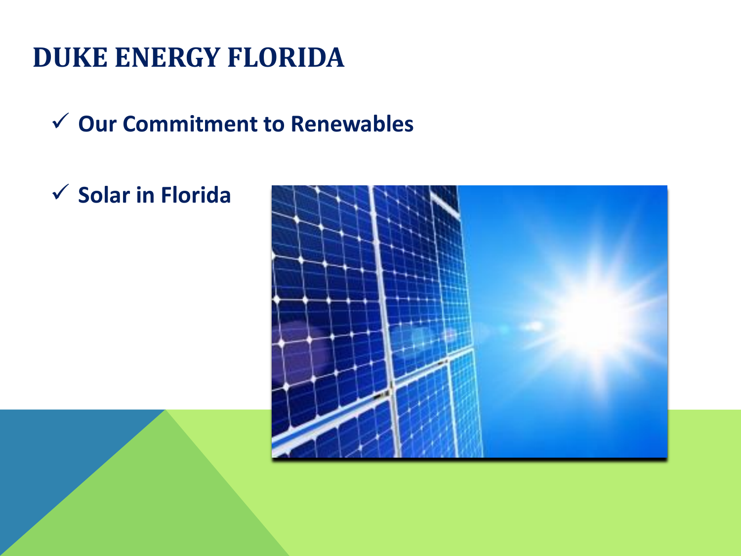# DUKE ENERGY FLORIDA

- ✓ **Our Commitment to Renewables**
- ✓ **Solar in Florida**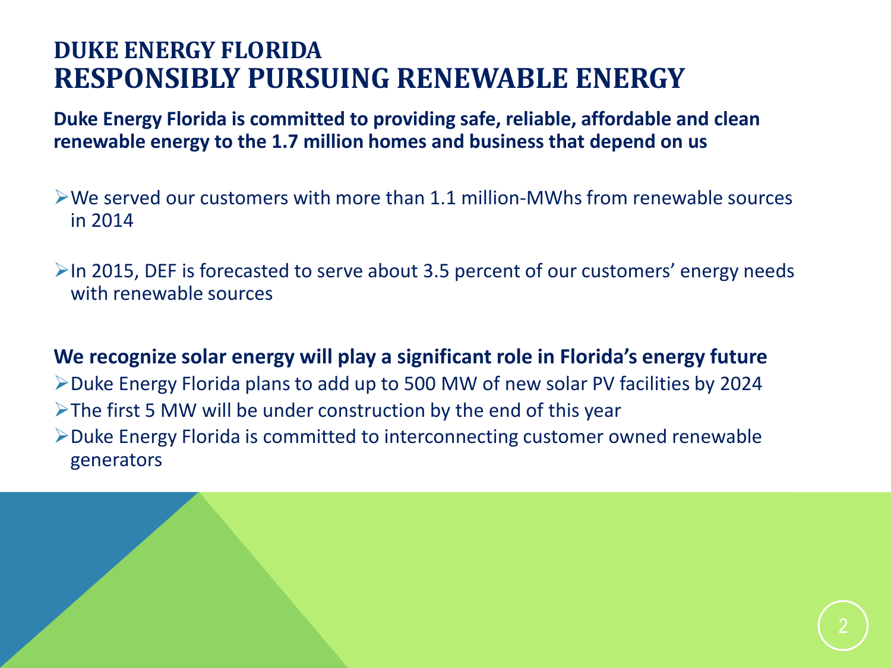# DUKE ENERGY FLORIDA
# RESPONSIBLY PURSUING RENEWABLE ENERGY

**Duke Energy Florida is committed to providing safe, reliable, affordable and clean renewable energy to the 1.7 million homes and business that depend on us**

- We served our customers with more than 1.1 million-MWhs from renewable sources in 2014

- In 2015, DEF is forecasted to serve about 3.5 percent of our customers' energy needs with renewable sources

**We recognize solar energy will play a significant role in Florida's energy future**

- Duke Energy Florida plans to add up to 500 MW of new solar PV facilities by 2024
- The first 5 MW will be under construction by the end of this year
- Duke Energy Florida is committed to interconnecting customer owned renewable generators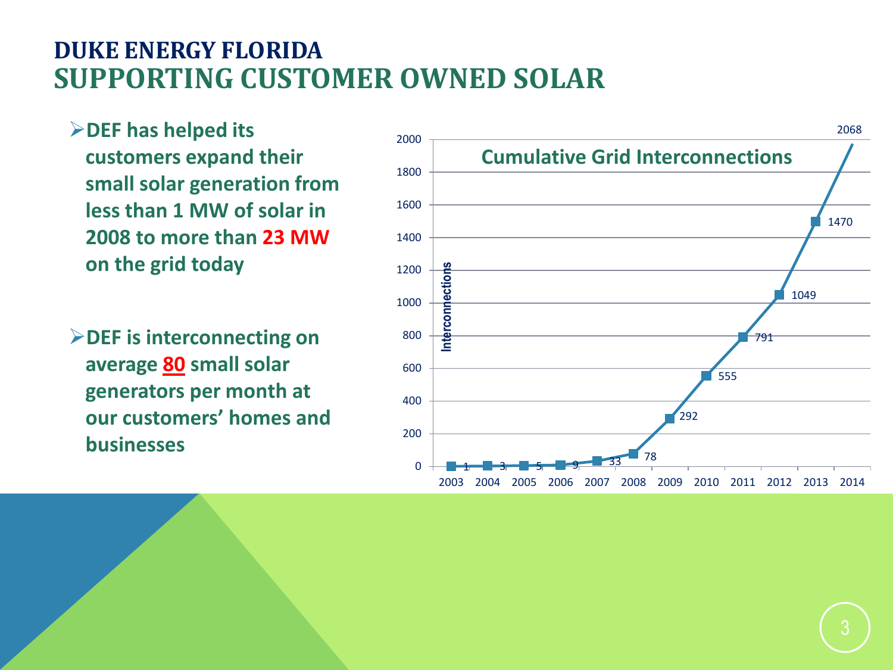# DUKE ENERGY FLORIDA
## SUPPORTING CUSTOMER OWNED SOLAR

- **DEF has helped its customers expand their small solar generation from less than 1 MW of solar in 2008 to more than 23 MW on the grid today**

- **DEF is interconnecting on average 80 small solar generators per month at our customers' homes and businesses**

**Cumulative Grid Interconnections**

| Year | Interconnections |
|---|---|
| 2003 | 1 |
| 2004 | 3 |
| 2005 | 5 |
| 2006 | 9 |
| 2007 | 33 |
| 2008 | 78 |
| 2009 | 292 |
| 2010 | 555 |
| 2011 | 791 |
| 2012 | 1049 |
| 2013 | 1470 |
| 2014 | 2068 |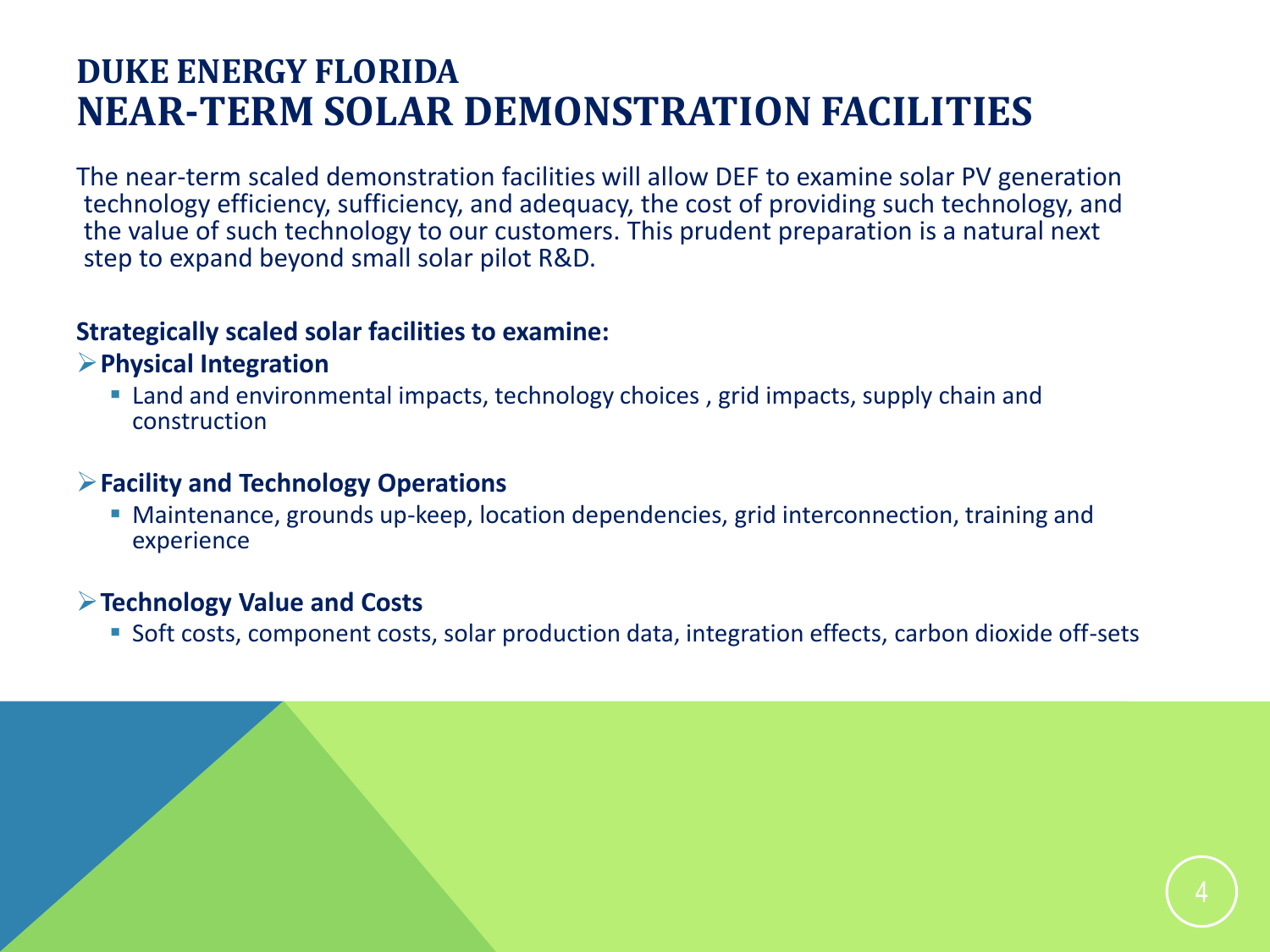# DUKE ENERGY FLORIDA
# NEAR-TERM SOLAR DEMONSTRATION FACILITIES

The near-term scaled demonstration facilities will allow DEF to examine solar PV generation technology efficiency, sufficiency, and adequacy, the cost of providing such technology, and the value of such technology to our customers. This prudent preparation is a natural next step to expand beyond small solar pilot R&D.

**Strategically scaled solar facilities to examine:**

- **Physical Integration**
  - Land and environmental impacts, technology choices , grid impacts, supply chain and construction

- **Facility and Technology Operations**
  - Maintenance, grounds up-keep, location dependencies, grid interconnection, training and experience

- **Technology Value and Costs**
  - Soft costs, component costs, solar production data, integration effects, carbon dioxide off-sets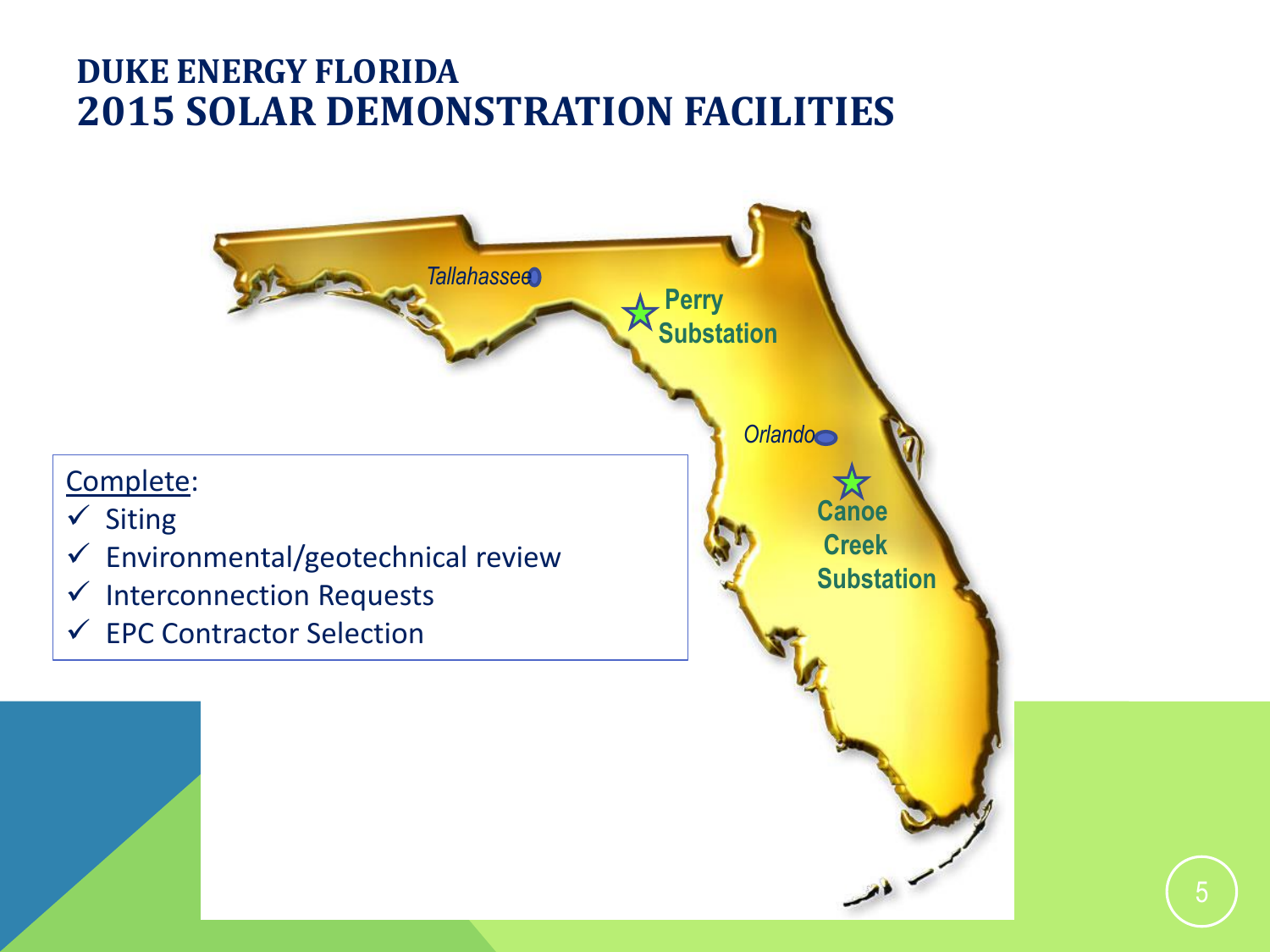# DUKE ENERGY FLORIDA
# 2015 SOLAR DEMONSTRATION FACILITIES

Tallahassee

Perry Substation

Orlando

Canoe Creek Substation

Complete:

- ✓ Siting
- ✓ Environmental/geotechnical review
- ✓ Interconnection Requests
- ✓ EPC Contractor Selection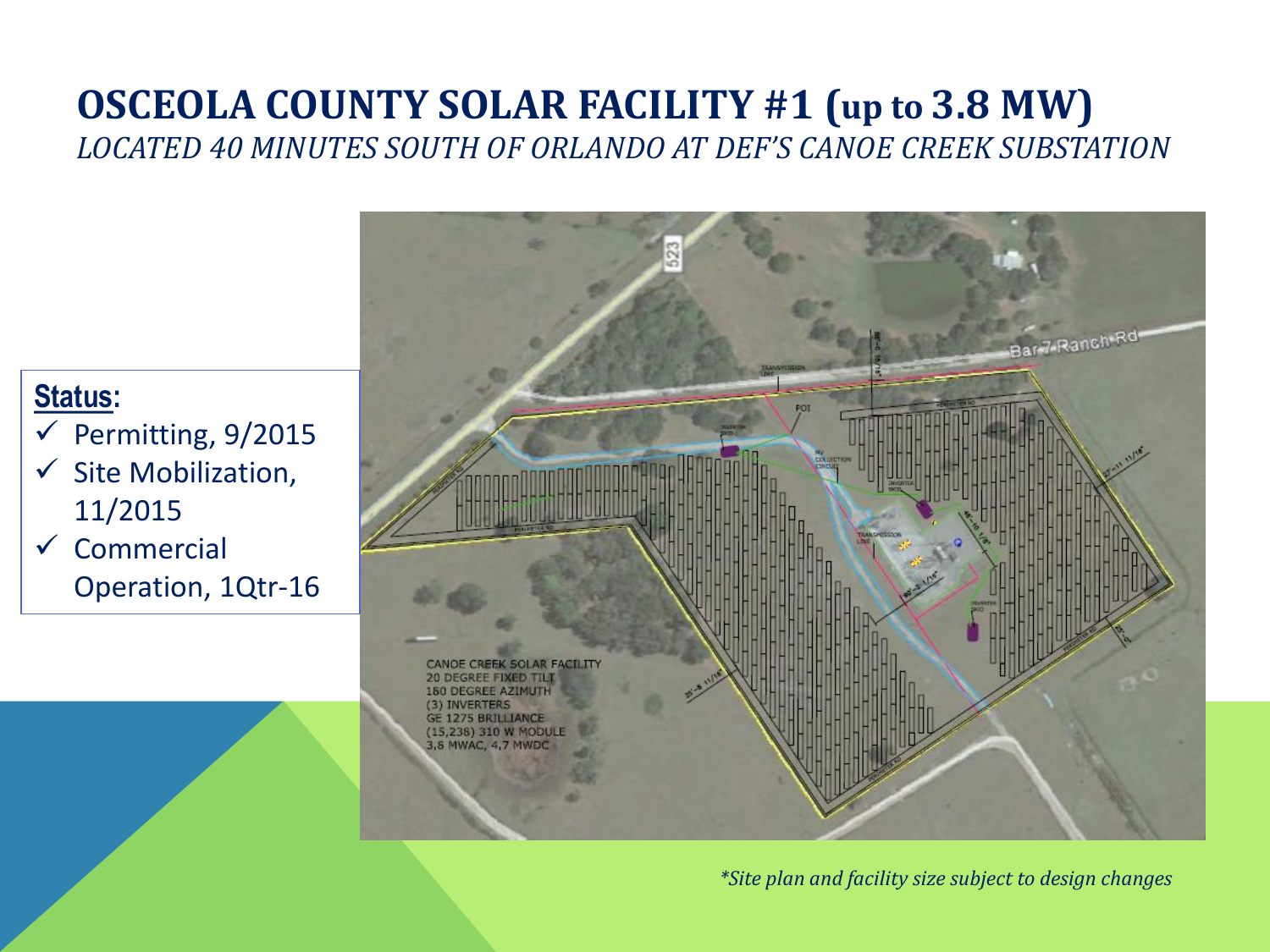# OSCEOLA COUNTY SOLAR FACILITY #1 (up to 3.8 MW)

*LOCATED 40 MINUTES SOUTH OF ORLANDO AT DEF'S CANOE CREEK SUBSTATION*

**Status:**

- ✓ Permitting, 9/2015
- ✓ Site Mobilization, 11/2015
- ✓ Commercial Operation, 1Qtr-16

CANOE CREEK SOLAR FACILITY
20 DEGREE FIXED TILT
180 DEGREE AZIMUTH
(3) INVERTERS
GE 1275 BRILLIANCE
(15,238) 310 W MODULE
3.8 MWAC, 4.7 MWDC

*\*Site plan and facility size subject to design changes*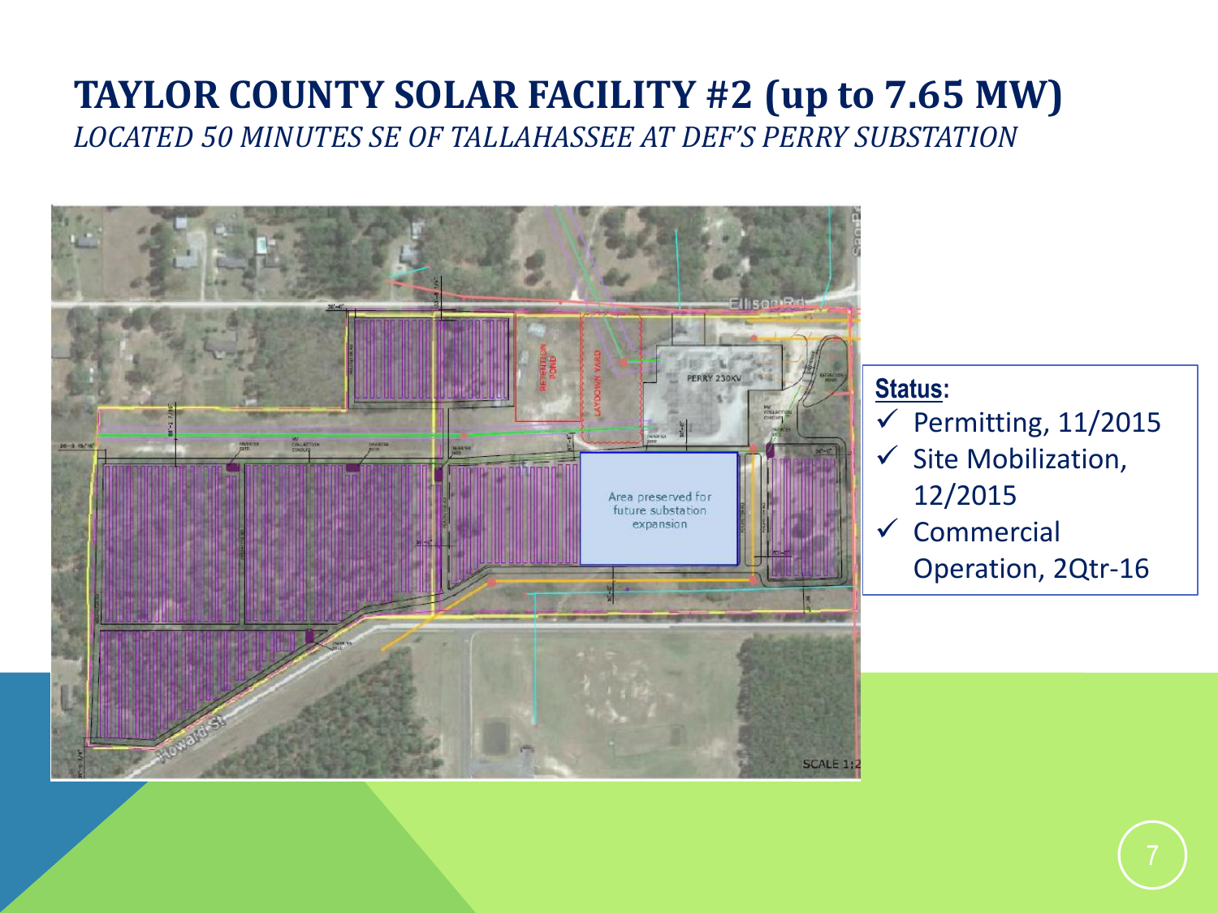# TAYLOR COUNTY SOLAR FACILITY #2 (up to 7.65 MW)

*LOCATED 50 MINUTES SE OF TALLAHASSEE AT DEF'S PERRY SUBSTATION*

**Status:**

- ✓ Permitting, 11/2015
- ✓ Site Mobilization, 12/2015
- ✓ Commercial Operation, 2Qtr-16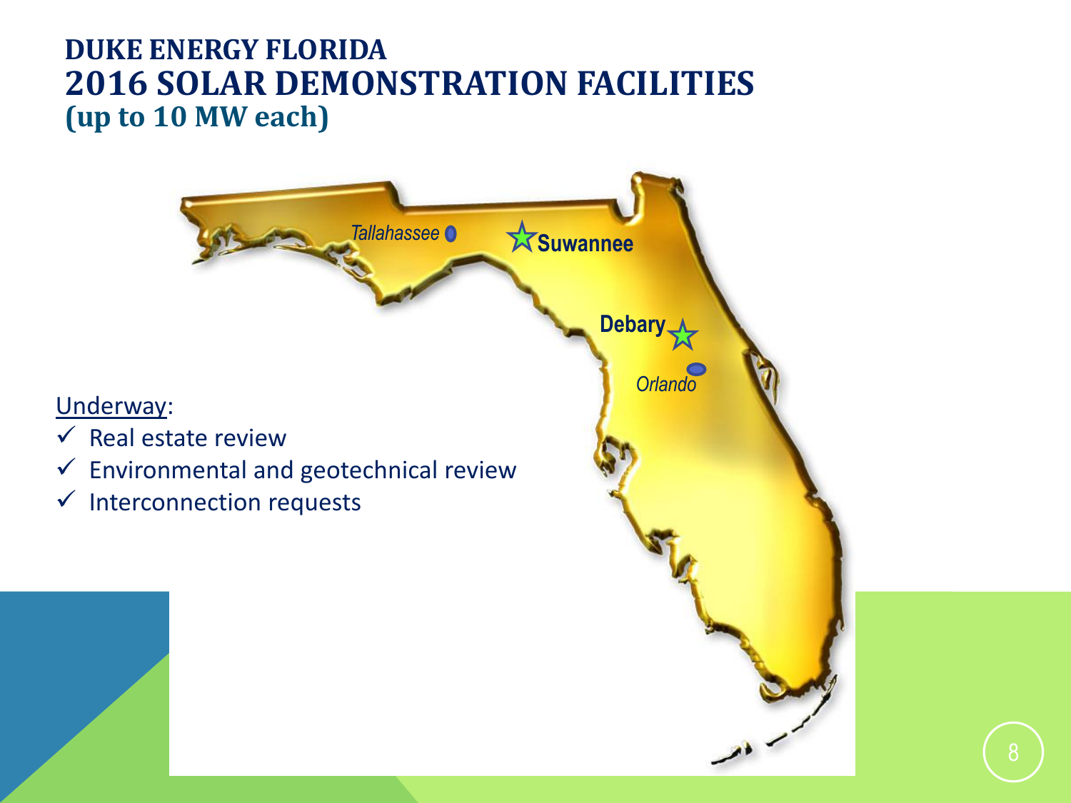# DUKE ENERGY FLORIDA

## 2016 SOLAR DEMONSTRATION FACILITIES

### (up to 10 MW each)

Tallahassee

Suwannee

Debary

Orlando

Underway:

- ✓ Real estate review
- ✓ Environmental and geotechnical review
- ✓ Interconnection requests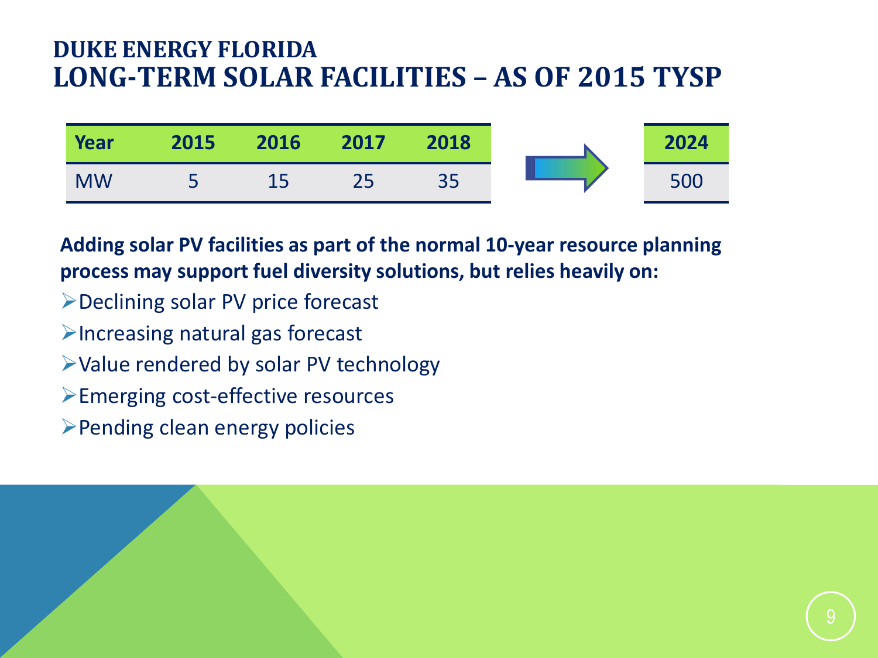# DUKE ENERGY FLORIDA
## LONG-TERM SOLAR FACILITIES – AS OF 2015 TYSP

| Year | 2015 | 2016 | 2017 | 2018 | → | 2024 |
|---|---|---|---|---|---|---|
| MW | 5 | 15 | 25 | 35 | | 500 |

**Adding solar PV facilities as part of the normal 10-year resource planning process may support fuel diversity solutions, but relies heavily on:**

- Declining solar PV price forecast
- Increasing natural gas forecast
- Value rendered by solar PV technology
- Emerging cost-effective resources
- Pending clean energy policies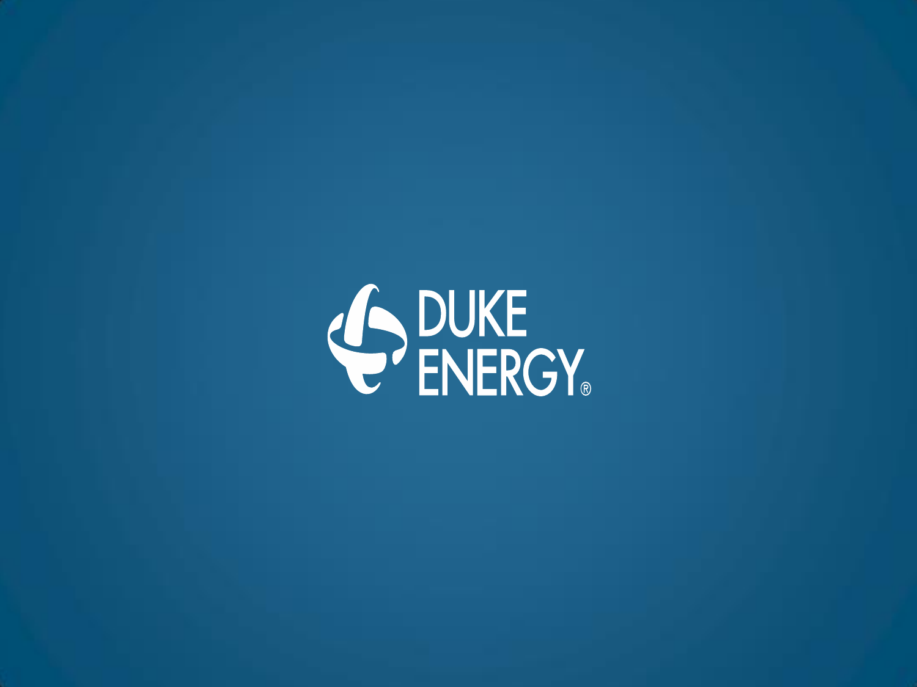DUKE ENERGY®